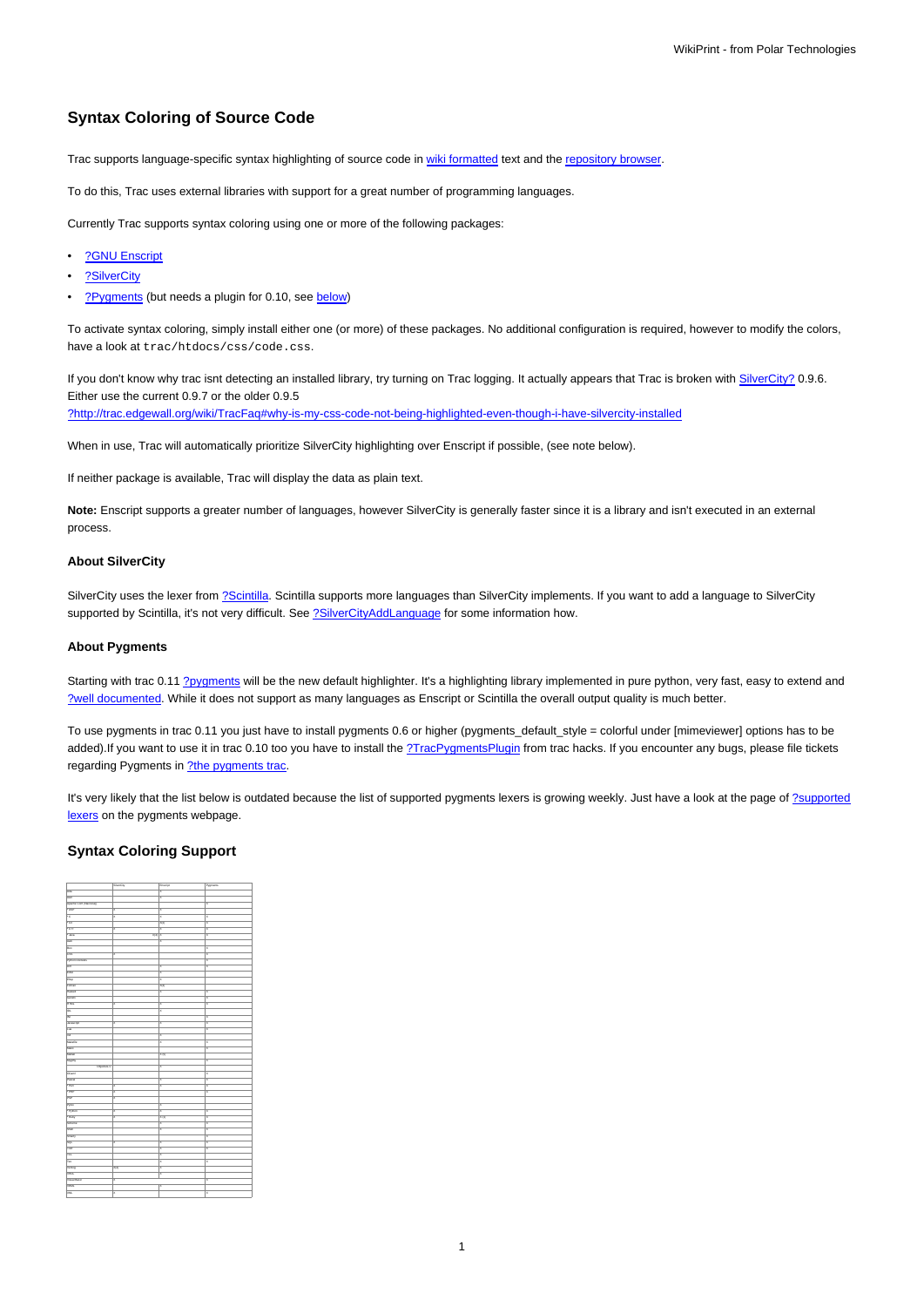## Syntax Coloring of Source Code

Trac supports language-specific syntax highlighting of source code in wiki formatted text and the repository browser.

To do this, Trac uses external libraries with support for a great number of programming languages.

Currently Trac supports syntax coloring using one or more of the following packages:

- ?GNU Enscript
- ?SilverCity
- ?Pygments (but needs a plugin for 0.10, see below)

To activate syntax coloring, simply install either one (or more) of these packages. No additional configuration is required, however to modify the colors, have a look at `trac/htdocs/css/code.css`.

If you don't know why trac isnt detecting an installed library, try turning on Trac logging. It actually appears that Trac is broken with SilverCity? 0.9.6. Either use the current 0.9.7 or the older 0.9.5 ?http://trac.edgewall.org/wiki/TracFaq#why-is-my-css-code-not-being-highlighted-even-though-i-have-silvercity-installed

When in use, Trac will automatically prioritize SilverCity highlighting over Enscript if possible, (see note below).

If neither package is available, Trac will display the data as plain text.

**Note:** Enscript supports a greater number of languages, however SilverCity is generally faster since it is a library and isn't executed in an external process.

### About SilverCity

SilverCity uses the lexer from ?Scintilla. Scintilla supports more languages than SilverCity implements. If you want to add a language to SilverCity supported by Scintilla, it's not very difficult. See ?SilverCityAddLanguage for some information how.

### About Pygments

Starting with trac 0.11 ?pygments will be the new default highlighter. It's a highlighting library implemented in pure python, very fast, easy to extend and ?well documented. While it does not support as many languages as Enscript or Scintilla the overall output quality is much better.

To use pygments in trac 0.11 you just have to install pygments 0.6 or higher (pygments_default_style = colorful under [mimeviewer] options has to be added).If you want to use it in trac 0.10 too you have to install the ?TracPygmentsPlugin from trac hacks. If you encounter any bugs, please file tickets regarding Pygments in ?the pygments trac.

It's very likely that the list below is outdated because the list of supported pygments lexers is growing weekly. Just have a look at the page of ?supported lexers on the pygments webpage.

## Syntax Coloring Support

| | SilverCity | Enscript | Pygments |
|---|---|---|---|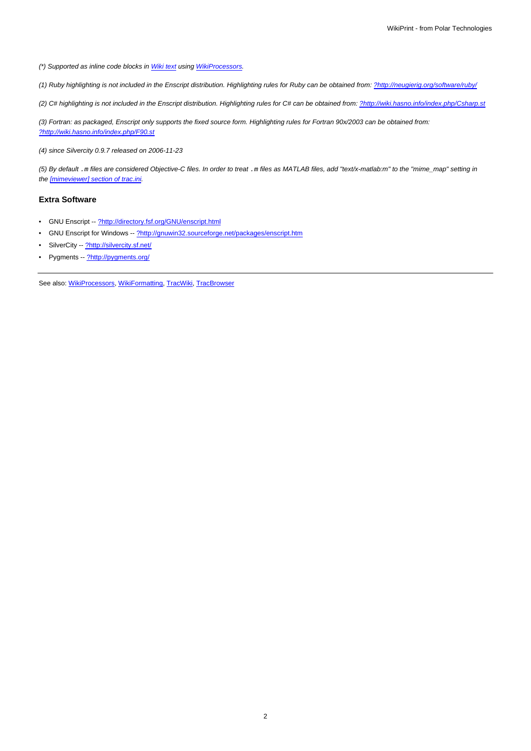*(\*) Supported as inline code blocks in [Wiki text](#) using [WikiProcessors](#).*

*(1) Ruby highlighting is not included in the Enscript distribution. Highlighting rules for Ruby can be obtained from: [?http://neugierig.org/software/ruby/](http://neugierig.org/software/ruby/)*

*(2) C# highlighting is not included in the Enscript distribution. Highlighting rules for C# can be obtained from: [?http://wiki.hasno.info/index.php/Csharp.st](http://wiki.hasno.info/index.php/Csharp.st)*

*(3) Fortran: as packaged, Enscript only supports the fixed source form. Highlighting rules for Fortran 90x/2003 can be obtained from: [?http://wiki.hasno.info/index.php/F90.st](http://wiki.hasno.info/index.php/F90.st)*

*(4) since Silvercity 0.9.7 released on 2006-11-23*

*(5) By default `.m` files are considered Objective-C files. In order to treat `.m` files as MATLAB files, add "text/x-matlab:m" to the "mime_map" setting in the [[mimeviewer] section of trac.ini](#).*

### Extra Software

- GNU Enscript -- [?http://directory.fsf.org/GNU/enscript.html](http://directory.fsf.org/GNU/enscript.html)
- GNU Enscript for Windows -- [?http://gnuwin32.sourceforge.net/packages/enscript.htm](http://gnuwin32.sourceforge.net/packages/enscript.htm)
- SilverCity -- [?http://silvercity.sf.net/](http://silvercity.sf.net/)
- Pygments -- [?http://pygments.org/](http://pygments.org/)

---

See also: [WikiProcessors](#), [WikiFormatting](#), [TracWiki](#), [TracBrowser](#)